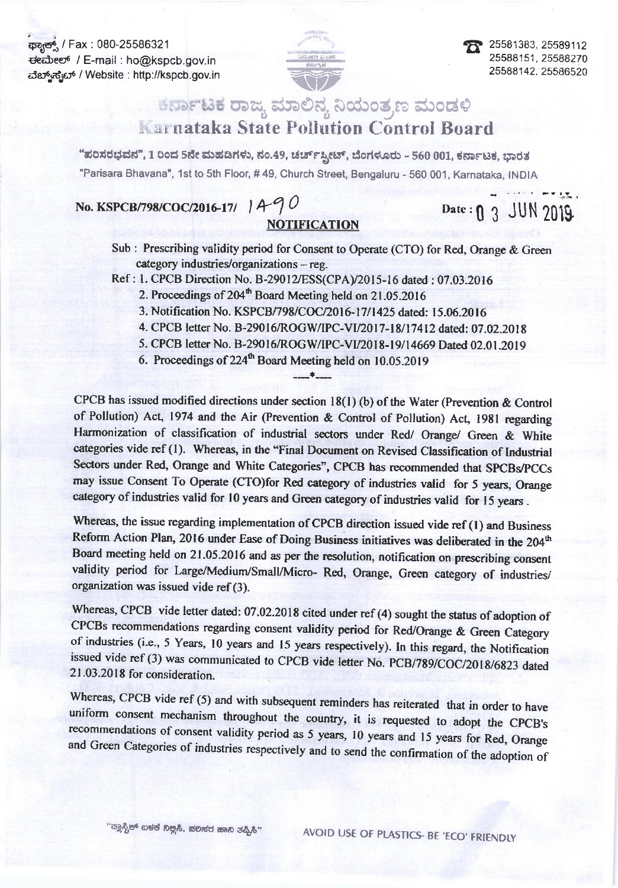ಫ್ಯಾಕ್ಸ್ / Fax : 080-25586321
ಈಮೇಲ್ / E-mail : ho@kspcb.gov.in
ವೆಬ್‌ಸೈಟ್ / Website : http://kspcb.gov.in

25581383, 25589112
25588151, 25588270
25588142, 25586520

# ಕರ್ನಾಟಕ ರಾಜ್ಯ ಮಾಲಿನ್ಯ ನಿಯಂತ್ರಣ ಮಂಡಳಿ
# Karnataka State Pollution Control Board

"ಪರಿಸರಭವನ", 1 ರಿಂದ 5ನೇ ಮಹಡಿಗಳು, ನಂ.49, ಚರ್ಚ್‌ಸ್ಟ್ರೀಟ್, ಬೆಂಗಳೂರು - 560 001, ಕರ್ನಾಟಕ, ಭಾರತ
"Parisara Bhavana", 1st to 5th Floor, # 49, Church Street, Bengaluru - 560 001, Karnataka, INDIA

**No. KSPCB/798/COC/2016-17/ 1490** **Date: 03 JUN 2019**

## NOTIFICATION

Sub : Prescribing validity period for Consent to Operate (CTO) for Red, Orange & Green category industries/organizations – reg.

Ref : 1. CPCB Direction No. B-29012/ESS(CPA)/2015-16 dated : 07.03.2016
2. Proceedings of 204th Board Meeting held on 21.05.2016
3. Notification No. KSPCB/798/COC/2016-17/1425 dated: 15.06.2016
4. CPCB letter No. B-29016/ROGW/IPC-VI/2017-18/17412 dated: 07.02.2018
5. CPCB letter No. B-29016/ROGW/IPC-VI/2018-19/14669 Dated 02.01.2019
6. Proceedings of 224th Board Meeting held on 10.05.2019

----*----

CPCB has issued modified directions under section 18(1) (b) of the Water (Prevention & Control of Pollution) Act, 1974 and the Air (Prevention & Control of Pollution) Act, 1981 regarding Harmonization of classification of industrial sectors under Red/ Orange/ Green & White categories vide ref (1). Whereas, in the "Final Document on Revised Classification of Industrial Sectors under Red, Orange and White Categories", CPCB has recommended that SPCBs/PCCs may issue Consent To Operate (CTO)for Red category of industries valid for 5 years, Orange category of industries valid for 10 years and Green category of industries valid for 15 years .

Whereas, the issue regarding implementation of CPCB direction issued vide ref (1) and Business Reform Action Plan, 2016 under Ease of Doing Business initiatives was deliberated in the 204th Board meeting held on 21.05.2016 and as per the resolution, notification on prescribing consent validity period for Large/Medium/Small/Micro- Red, Orange, Green category of industries/ organization was issued vide ref (3).

Whereas, CPCB vide letter dated: 07.02.2018 cited under ref (4) sought the status of adoption of CPCBs recommendations regarding consent validity period for Red/Orange & Green Category of industries (i.e., 5 Years, 10 years and 15 years respectively). In this regard, the Notification issued vide ref (3) was communicated to CPCB vide letter No. PCB/789/COC/2018/6823 dated 21.03.2018 for consideration.

Whereas, CPCB vide ref (5) and with subsequent reminders has reiterated that in order to have uniform consent mechanism throughout the country, it is requested to adopt the CPCB's recommendations of consent validity period as 5 years, 10 years and 15 years for Red, Orange and Green Categories of industries respectively and to send the confirmation of the adoption of

"ಪ್ಲಾಸ್ಟಿಕ್ ಬಳಕೆ ನಿಲ್ಲಿಸಿ, ಪರಿಸರ ಹಾನಿ ತಪ್ಪಿಸಿ" AVOID USE OF PLASTICS- BE 'ECO' FRIENDLY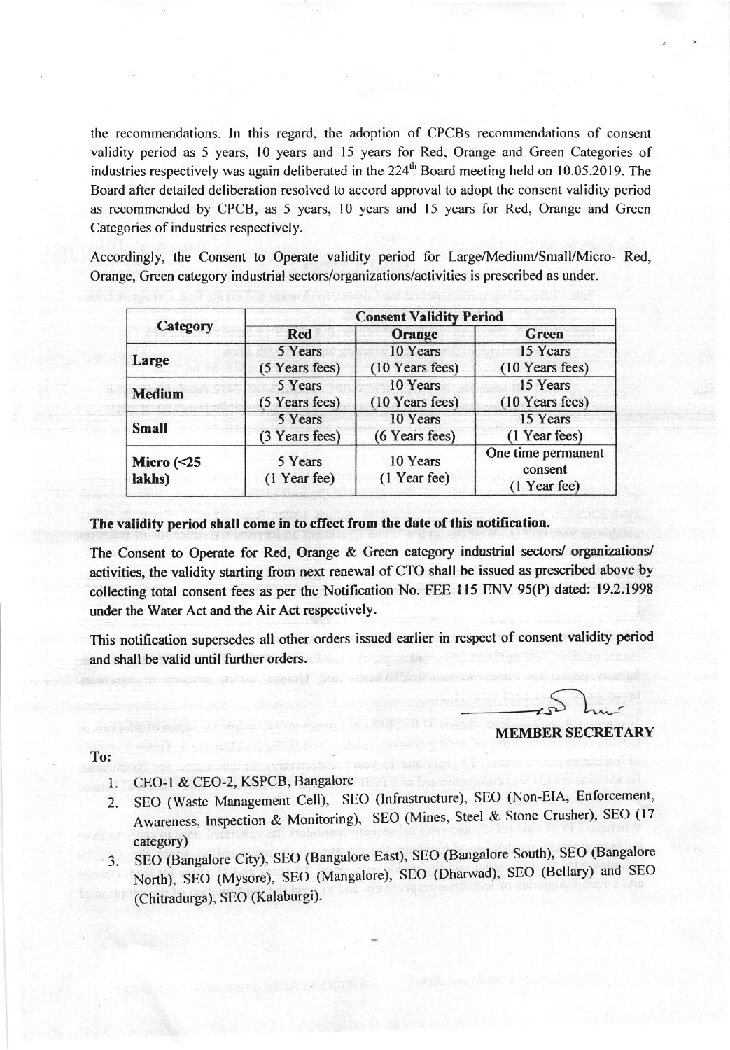the recommendations. In this regard, the adoption of CPCBs recommendations of consent validity period as 5 years, 10 years and 15 years for Red, Orange and Green Categories of industries respectively was again deliberated in the 224[th] Board meeting held on 10.05.2019. The Board after detailed deliberation resolved to accord approval to adopt the consent validity period as recommended by CPCB, as 5 years, 10 years and 15 years for Red, Orange and Green Categories of industries respectively.

Accordingly, the Consent to Operate validity period for Large/Medium/Small/Micro- Red, Orange, Green category industrial sectors/organizations/activities is prescribed as under.

| Category | Consent Validity Period | | |
|---|---|---|---|
| | **Red** | **Orange** | **Green** |
| **Large** | 5 Years (5 Years fees) | 10 Years (10 Years fees) | 15 Years (10 Years fees) |
| **Medium** | 5 Years (5 Years fees) | 10 Years (10 Years fees) | 15 Years (10 Years fees) |
| **Small** | 5 Years (3 Years fees) | 10 Years (6 Years fees) | 15 Years (1 Year fees) |
| **Micro (<25 lakhs)** | 5 Years (1 Year fee) | 10 Years (1 Year fee) | One time permanent consent (1 Year fee) |

**The validity period shall come in to effect from the date of this notification.**

The Consent to Operate for Red, Orange & Green category industrial sectors/ organizations/ activities, the validity starting from next renewal of CTO shall be issued as prescribed above by collecting total consent fees as per the Notification No. FEE 115 ENV 95(P) dated: 19.2.1998 under the Water Act and the Air Act respectively.

This notification supersedes all other orders issued earlier in respect of consent validity period and shall be valid until further orders.

**MEMBER SECRETARY**

To:

1. CEO-1 & CEO-2, KSPCB, Bangalore
2. SEO (Waste Management Cell), SEO (Infrastructure), SEO (Non-EIA, Enforcement, Awareness, Inspection & Monitoring), SEO (Mines, Steel & Stone Crusher), SEO (17 category)
3. SEO (Bangalore City), SEO (Bangalore East), SEO (Bangalore South), SEO (Bangalore North), SEO (Mysore), SEO (Mangalore), SEO (Dharwad), SEO (Bellary) and SEO (Chitradurga), SEO (Kalaburgi).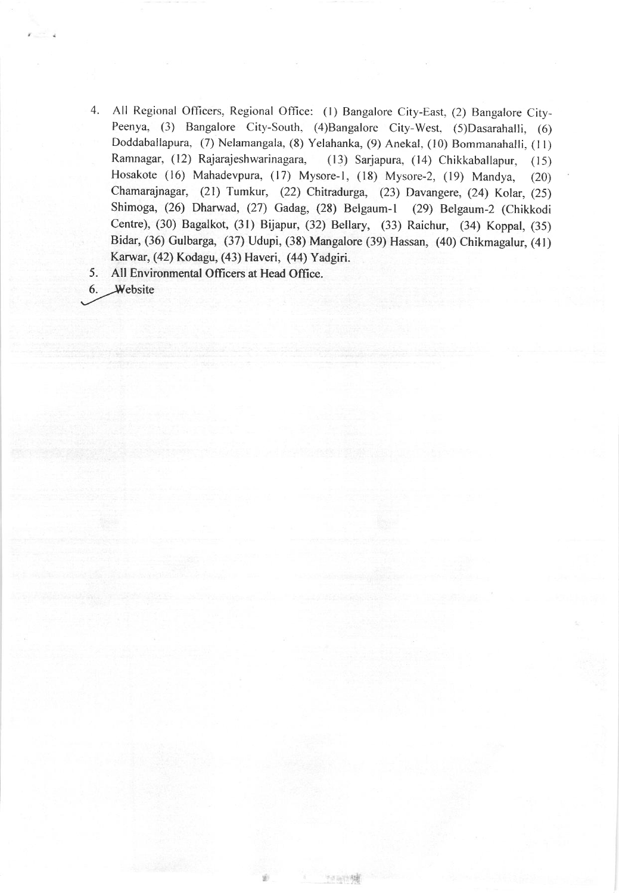4. All Regional Officers, Regional Office: (1) Bangalore City-East, (2) Bangalore City-Peenya, (3) Bangalore City-South, (4)Bangalore City-West, (5)Dasarahalli, (6) Doddaballapura, (7) Nelamangala, (8) Yelahanka, (9) Anekal, (10) Bommanahalli, (11) Ramnagar, (12) Rajarajeshwarinagara, (13) Sarjapura, (14) Chikkaballapur, (15) Hosakote (16) Mahadevpura, (17) Mysore-1, (18) Mysore-2, (19) Mandya, (20) Chamarajnagar, (21) Tumkur, (22) Chitradurga, (23) Davangere, (24) Kolar, (25) Shimoga, (26) Dharwad, (27) Gadag, (28) Belgaum-1 (29) Belgaum-2 (Chikkodi Centre), (30) Bagalkot, (31) Bijapur, (32) Bellary, (33) Raichur, (34) Koppal, (35) Bidar, (36) Gulbarga, (37) Udupi, (38) Mangalore (39) Hassan, (40) Chikmagalur, (41) Karwar, (42) Kodagu, (43) Haveri, (44) Yadgiri.
5. All Environmental Officers at Head Office.
6. Website